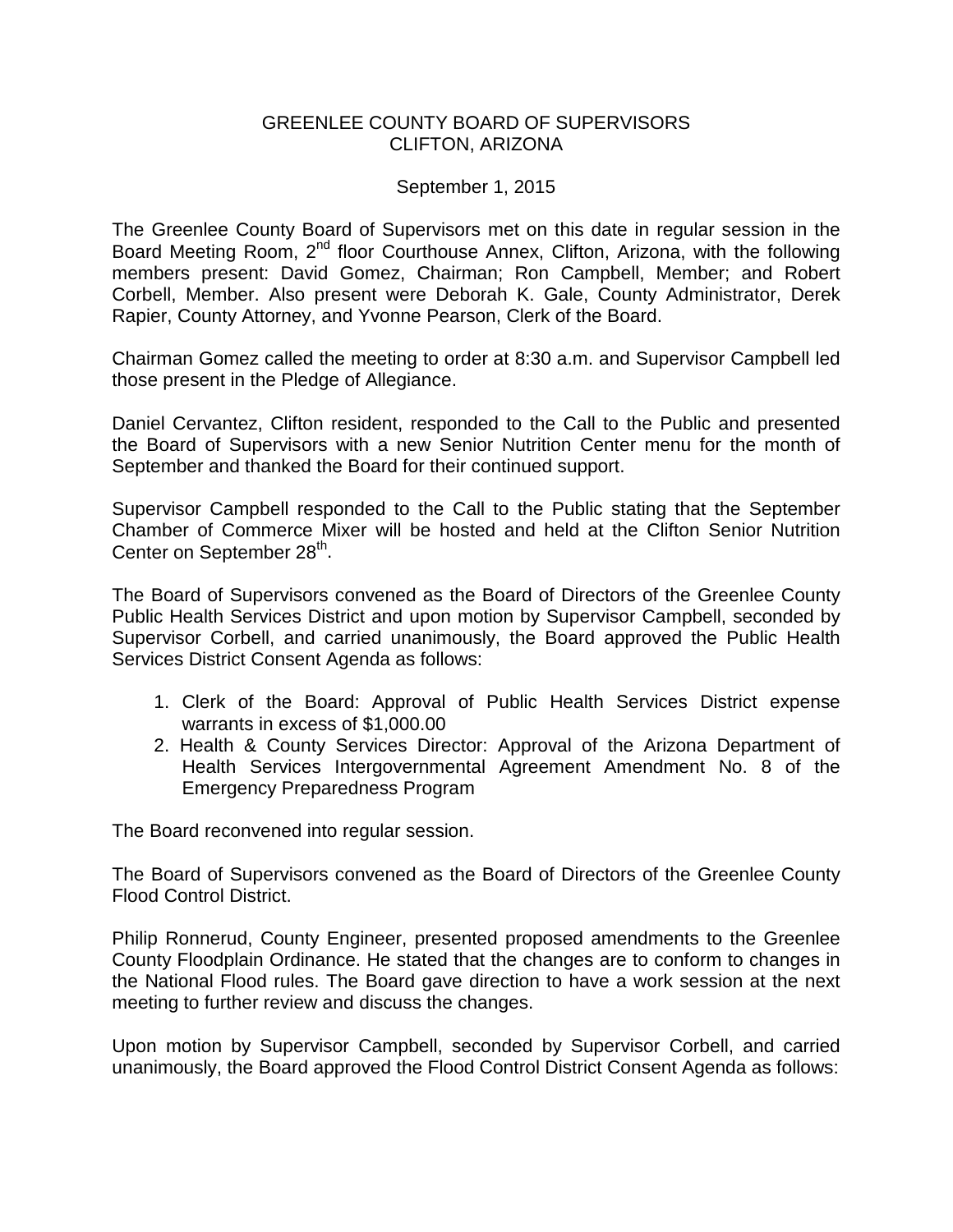# GREENLEE COUNTY BOARD OF SUPERVISORS
## CLIFTON, ARIZONA

September 1, 2015

The Greenlee County Board of Supervisors met on this date in regular session in the Board Meeting Room, 2nd floor Courthouse Annex, Clifton, Arizona, with the following members present: David Gomez, Chairman; Ron Campbell, Member; and Robert Corbell, Member. Also present were Deborah K. Gale, County Administrator, Derek Rapier, County Attorney, and Yvonne Pearson, Clerk of the Board.

Chairman Gomez called the meeting to order at 8:30 a.m. and Supervisor Campbell led those present in the Pledge of Allegiance.

Daniel Cervantez, Clifton resident, responded to the Call to the Public and presented the Board of Supervisors with a new Senior Nutrition Center menu for the month of September and thanked the Board for their continued support.

Supervisor Campbell responded to the Call to the Public stating that the September Chamber of Commerce Mixer will be hosted and held at the Clifton Senior Nutrition Center on September 28th.

The Board of Supervisors convened as the Board of Directors of the Greenlee County Public Health Services District and upon motion by Supervisor Campbell, seconded by Supervisor Corbell, and carried unanimously, the Board approved the Public Health Services District Consent Agenda as follows:

1. Clerk of the Board: Approval of Public Health Services District expense warrants in excess of $1,000.00
2. Health & County Services Director: Approval of the Arizona Department of Health Services Intergovernmental Agreement Amendment No. 8 of the Emergency Preparedness Program

The Board reconvened into regular session.

The Board of Supervisors convened as the Board of Directors of the Greenlee County Flood Control District.

Philip Ronnerud, County Engineer, presented proposed amendments to the Greenlee County Floodplain Ordinance. He stated that the changes are to conform to changes in the National Flood rules. The Board gave direction to have a work session at the next meeting to further review and discuss the changes.

Upon motion by Supervisor Campbell, seconded by Supervisor Corbell, and carried unanimously, the Board approved the Flood Control District Consent Agenda as follows: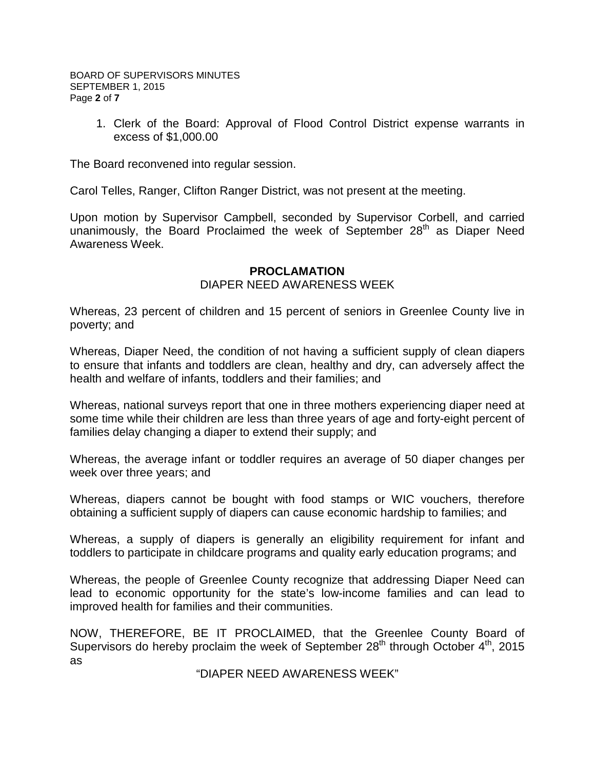1. Clerk of the Board: Approval of Flood Control District expense warrants in excess of $1,000.00

The Board reconvened into regular session.

Carol Telles, Ranger, Clifton Ranger District, was not present at the meeting.

Upon motion by Supervisor Campbell, seconded by Supervisor Corbell, and carried unanimously, the Board Proclaimed the week of September 28th as Diaper Need Awareness Week.

**PROCLAMATION**

DIAPER NEED AWARENESS WEEK

Whereas, 23 percent of children and 15 percent of seniors in Greenlee County live in poverty; and

Whereas, Diaper Need, the condition of not having a sufficient supply of clean diapers to ensure that infants and toddlers are clean, healthy and dry, can adversely affect the health and welfare of infants, toddlers and their families; and

Whereas, national surveys report that one in three mothers experiencing diaper need at some time while their children are less than three years of age and forty-eight percent of families delay changing a diaper to extend their supply; and

Whereas, the average infant or toddler requires an average of 50 diaper changes per week over three years; and

Whereas, diapers cannot be bought with food stamps or WIC vouchers, therefore obtaining a sufficient supply of diapers can cause economic hardship to families; and

Whereas, a supply of diapers is generally an eligibility requirement for infant and toddlers to participate in childcare programs and quality early education programs; and

Whereas, the people of Greenlee County recognize that addressing Diaper Need can lead to economic opportunity for the state's low-income families and can lead to improved health for families and their communities.

NOW, THEREFORE, BE IT PROCLAIMED, that the Greenlee County Board of Supervisors do hereby proclaim the week of September 28th through October 4th, 2015 as

"DIAPER NEED AWARENESS WEEK"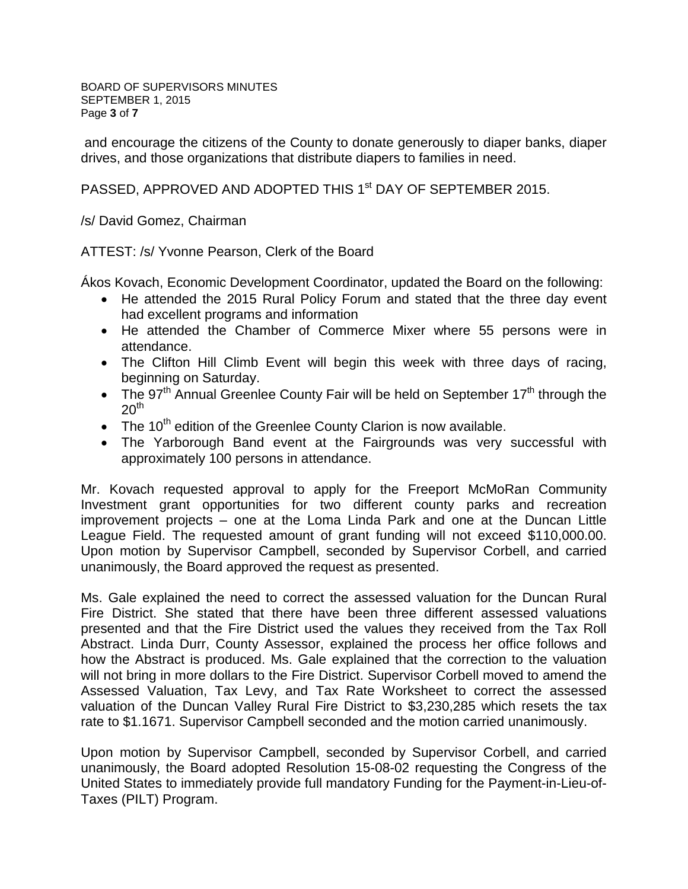and encourage the citizens of the County to donate generously to diaper banks, diaper drives, and those organizations that distribute diapers to families in need.

PASSED, APPROVED AND ADOPTED THIS 1st DAY OF SEPTEMBER 2015.

/s/ David Gomez, Chairman

ATTEST: /s/ Yvonne Pearson, Clerk of the Board

Ákos Kovach, Economic Development Coordinator, updated the Board on the following:

- He attended the 2015 Rural Policy Forum and stated that the three day event had excellent programs and information
- He attended the Chamber of Commerce Mixer where 55 persons were in attendance.
- The Clifton Hill Climb Event will begin this week with three days of racing, beginning on Saturday.
- The 97th Annual Greenlee County Fair will be held on September 17th through the 20th
- The 10th edition of the Greenlee County Clarion is now available.
- The Yarborough Band event at the Fairgrounds was very successful with approximately 100 persons in attendance.

Mr. Kovach requested approval to apply for the Freeport McMoRan Community Investment grant opportunities for two different county parks and recreation improvement projects – one at the Loma Linda Park and one at the Duncan Little League Field. The requested amount of grant funding will not exceed $110,000.00. Upon motion by Supervisor Campbell, seconded by Supervisor Corbell, and carried unanimously, the Board approved the request as presented.

Ms. Gale explained the need to correct the assessed valuation for the Duncan Rural Fire District. She stated that there have been three different assessed valuations presented and that the Fire District used the values they received from the Tax Roll Abstract. Linda Durr, County Assessor, explained the process her office follows and how the Abstract is produced. Ms. Gale explained that the correction to the valuation will not bring in more dollars to the Fire District. Supervisor Corbell moved to amend the Assessed Valuation, Tax Levy, and Tax Rate Worksheet to correct the assessed valuation of the Duncan Valley Rural Fire District to $3,230,285 which resets the tax rate to $1.1671. Supervisor Campbell seconded and the motion carried unanimously.

Upon motion by Supervisor Campbell, seconded by Supervisor Corbell, and carried unanimously, the Board adopted Resolution 15-08-02 requesting the Congress of the United States to immediately provide full mandatory Funding for the Payment-in-Lieu-of-Taxes (PILT) Program.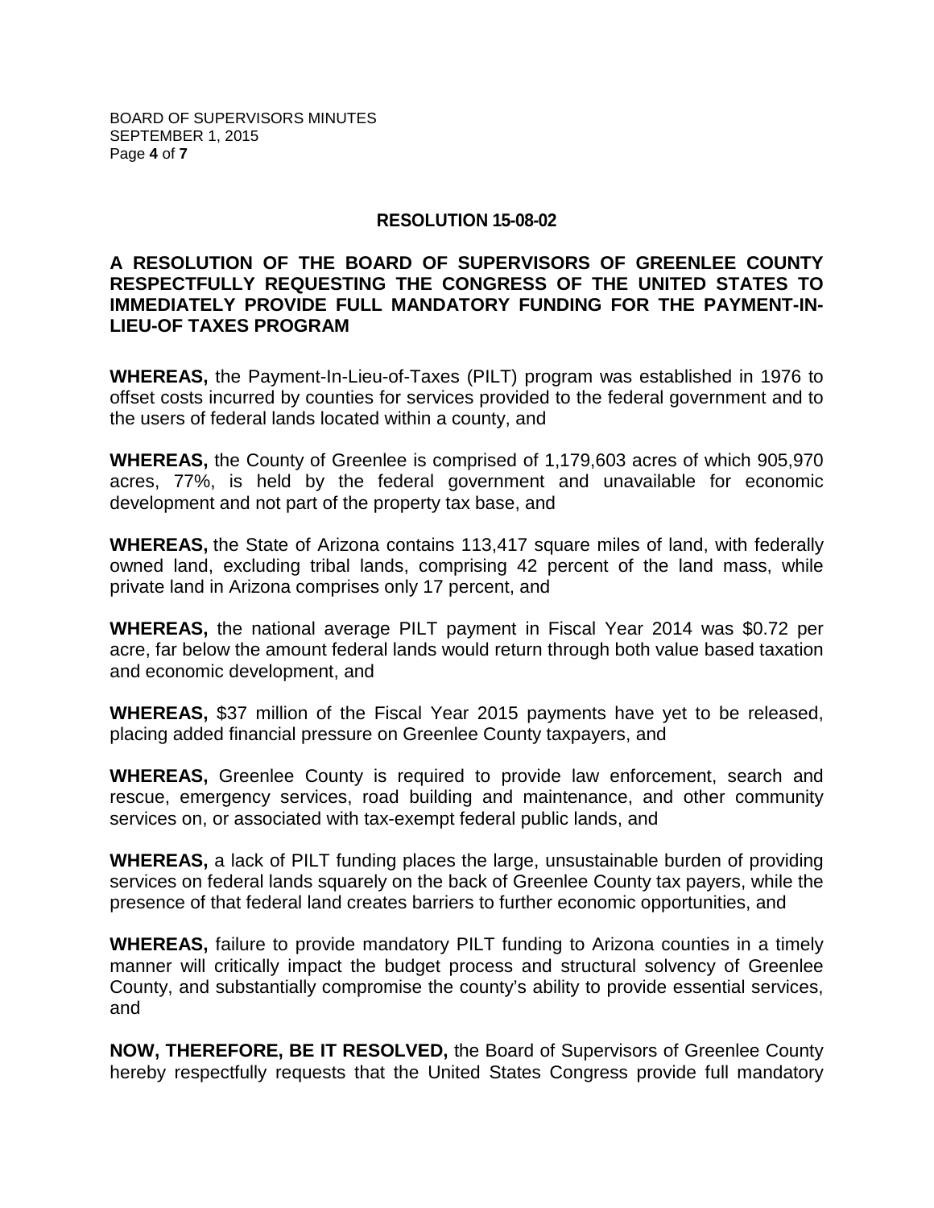## RESOLUTION 15-08-02

**A RESOLUTION OF THE BOARD OF SUPERVISORS OF GREENLEE COUNTY RESPECTFULLY REQUESTING THE CONGRESS OF THE UNITED STATES TO IMMEDIATELY PROVIDE FULL MANDATORY FUNDING FOR THE PAYMENT-IN-LIEU-OF TAXES PROGRAM**

**WHEREAS,** the Payment-In-Lieu-of-Taxes (PILT) program was established in 1976 to offset costs incurred by counties for services provided to the federal government and to the users of federal lands located within a county, and

**WHEREAS,** the County of Greenlee is comprised of 1,179,603 acres of which 905,970 acres, 77%, is held by the federal government and unavailable for economic development and not part of the property tax base, and

**WHEREAS,** the State of Arizona contains 113,417 square miles of land, with federally owned land, excluding tribal lands, comprising 42 percent of the land mass, while private land in Arizona comprises only 17 percent, and

**WHEREAS,** the national average PILT payment in Fiscal Year 2014 was $0.72 per acre, far below the amount federal lands would return through both value based taxation and economic development, and

**WHEREAS,** $37 million of the Fiscal Year 2015 payments have yet to be released, placing added financial pressure on Greenlee County taxpayers, and

**WHEREAS,** Greenlee County is required to provide law enforcement, search and rescue, emergency services, road building and maintenance, and other community services on, or associated with tax-exempt federal public lands, and

**WHEREAS,** a lack of PILT funding places the large, unsustainable burden of providing services on federal lands squarely on the back of Greenlee County tax payers, while the presence of that federal land creates barriers to further economic opportunities, and

**WHEREAS,** failure to provide mandatory PILT funding to Arizona counties in a timely manner will critically impact the budget process and structural solvency of Greenlee County, and substantially compromise the county's ability to provide essential services, and

**NOW, THEREFORE, BE IT RESOLVED,** the Board of Supervisors of Greenlee County hereby respectfully requests that the United States Congress provide full mandatory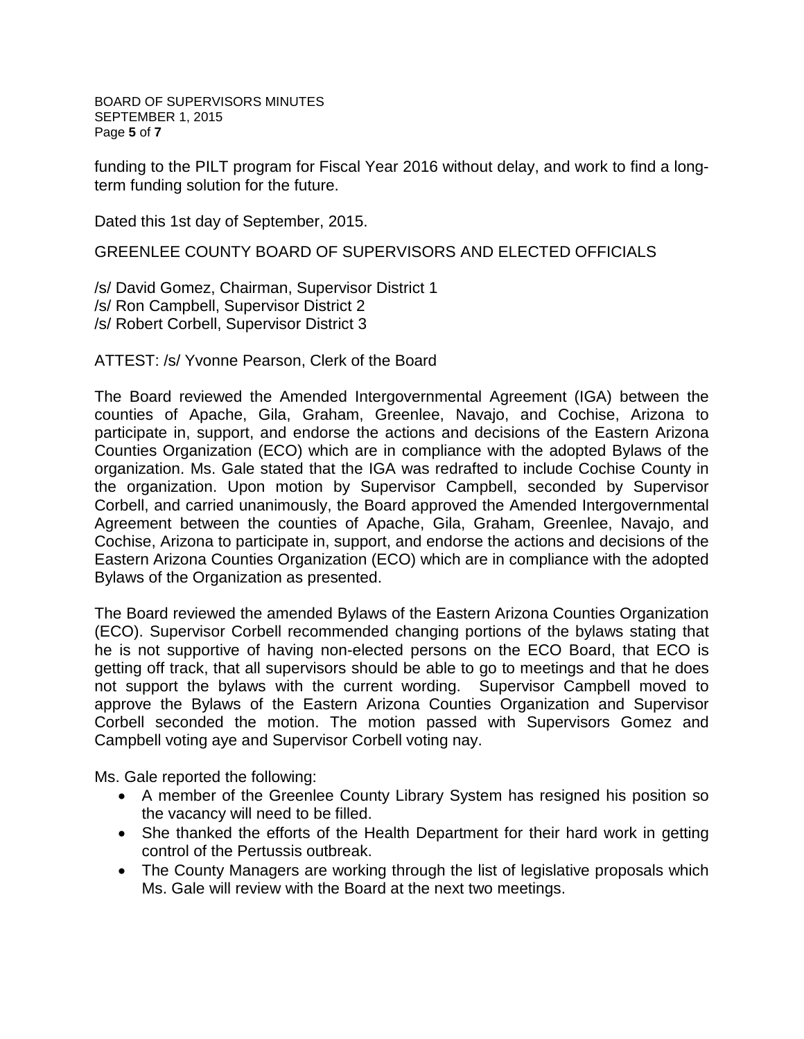funding to the PILT program for Fiscal Year 2016 without delay, and work to find a long-term funding solution for the future.

Dated this 1st day of September, 2015.

GREENLEE COUNTY BOARD OF SUPERVISORS AND ELECTED OFFICIALS

/s/ David Gomez, Chairman, Supervisor District 1
/s/ Ron Campbell, Supervisor District 2
/s/ Robert Corbell, Supervisor District 3

ATTEST: /s/ Yvonne Pearson, Clerk of the Board

The Board reviewed the Amended Intergovernmental Agreement (IGA) between the counties of Apache, Gila, Graham, Greenlee, Navajo, and Cochise, Arizona to participate in, support, and endorse the actions and decisions of the Eastern Arizona Counties Organization (ECO) which are in compliance with the adopted Bylaws of the organization. Ms. Gale stated that the IGA was redrafted to include Cochise County in the organization. Upon motion by Supervisor Campbell, seconded by Supervisor Corbell, and carried unanimously, the Board approved the Amended Intergovernmental Agreement between the counties of Apache, Gila, Graham, Greenlee, Navajo, and Cochise, Arizona to participate in, support, and endorse the actions and decisions of the Eastern Arizona Counties Organization (ECO) which are in compliance with the adopted Bylaws of the Organization as presented.

The Board reviewed the amended Bylaws of the Eastern Arizona Counties Organization (ECO). Supervisor Corbell recommended changing portions of the bylaws stating that he is not supportive of having non-elected persons on the ECO Board, that ECO is getting off track, that all supervisors should be able to go to meetings and that he does not support the bylaws with the current wording. Supervisor Campbell moved to approve the Bylaws of the Eastern Arizona Counties Organization and Supervisor Corbell seconded the motion. The motion passed with Supervisors Gomez and Campbell voting aye and Supervisor Corbell voting nay.

Ms. Gale reported the following:

- A member of the Greenlee County Library System has resigned his position so the vacancy will need to be filled.
- She thanked the efforts of the Health Department for their hard work in getting control of the Pertussis outbreak.
- The County Managers are working through the list of legislative proposals which Ms. Gale will review with the Board at the next two meetings.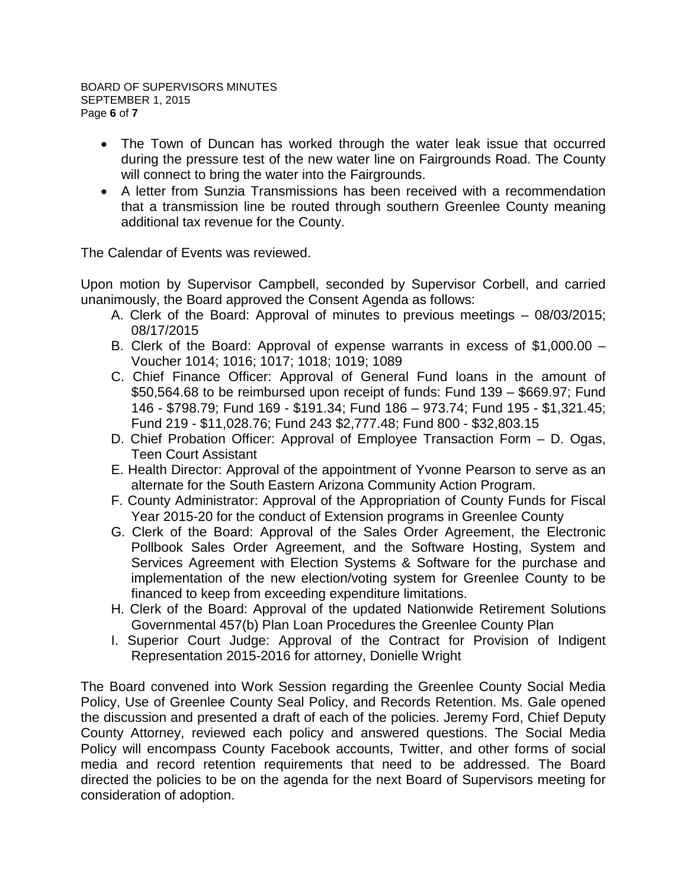- The Town of Duncan has worked through the water leak issue that occurred during the pressure test of the new water line on Fairgrounds Road. The County will connect to bring the water into the Fairgrounds.
- A letter from Sunzia Transmissions has been received with a recommendation that a transmission line be routed through southern Greenlee County meaning additional tax revenue for the County.

The Calendar of Events was reviewed.

Upon motion by Supervisor Campbell, seconded by Supervisor Corbell, and carried unanimously, the Board approved the Consent Agenda as follows:

A. Clerk of the Board: Approval of minutes to previous meetings – 08/03/2015; 08/17/2015
B. Clerk of the Board: Approval of expense warrants in excess of $1,000.00 – Voucher 1014; 1016; 1017; 1018; 1019; 1089
C. Chief Finance Officer: Approval of General Fund loans in the amount of $50,564.68 to be reimbursed upon receipt of funds: Fund 139 – $669.97; Fund 146 - $798.79; Fund 169 - $191.34; Fund 186 – 973.74; Fund 195 - $1,321.45; Fund 219 - $11,028.76; Fund 243 $2,777.48; Fund 800 - $32,803.15
D. Chief Probation Officer: Approval of Employee Transaction Form – D. Ogas, Teen Court Assistant
E. Health Director: Approval of the appointment of Yvonne Pearson to serve as an alternate for the South Eastern Arizona Community Action Program.
F. County Administrator: Approval of the Appropriation of County Funds for Fiscal Year 2015-20 for the conduct of Extension programs in Greenlee County
G. Clerk of the Board: Approval of the Sales Order Agreement, the Electronic Pollbook Sales Order Agreement, and the Software Hosting, System and Services Agreement with Election Systems & Software for the purchase and implementation of the new election/voting system for Greenlee County to be financed to keep from exceeding expenditure limitations.
H. Clerk of the Board: Approval of the updated Nationwide Retirement Solutions Governmental 457(b) Plan Loan Procedures the Greenlee County Plan
I. Superior Court Judge: Approval of the Contract for Provision of Indigent Representation 2015-2016 for attorney, Donielle Wright

The Board convened into Work Session regarding the Greenlee County Social Media Policy, Use of Greenlee County Seal Policy, and Records Retention. Ms. Gale opened the discussion and presented a draft of each of the policies. Jeremy Ford, Chief Deputy County Attorney, reviewed each policy and answered questions. The Social Media Policy will encompass County Facebook accounts, Twitter, and other forms of social media and record retention requirements that need to be addressed. The Board directed the policies to be on the agenda for the next Board of Supervisors meeting for consideration of adoption.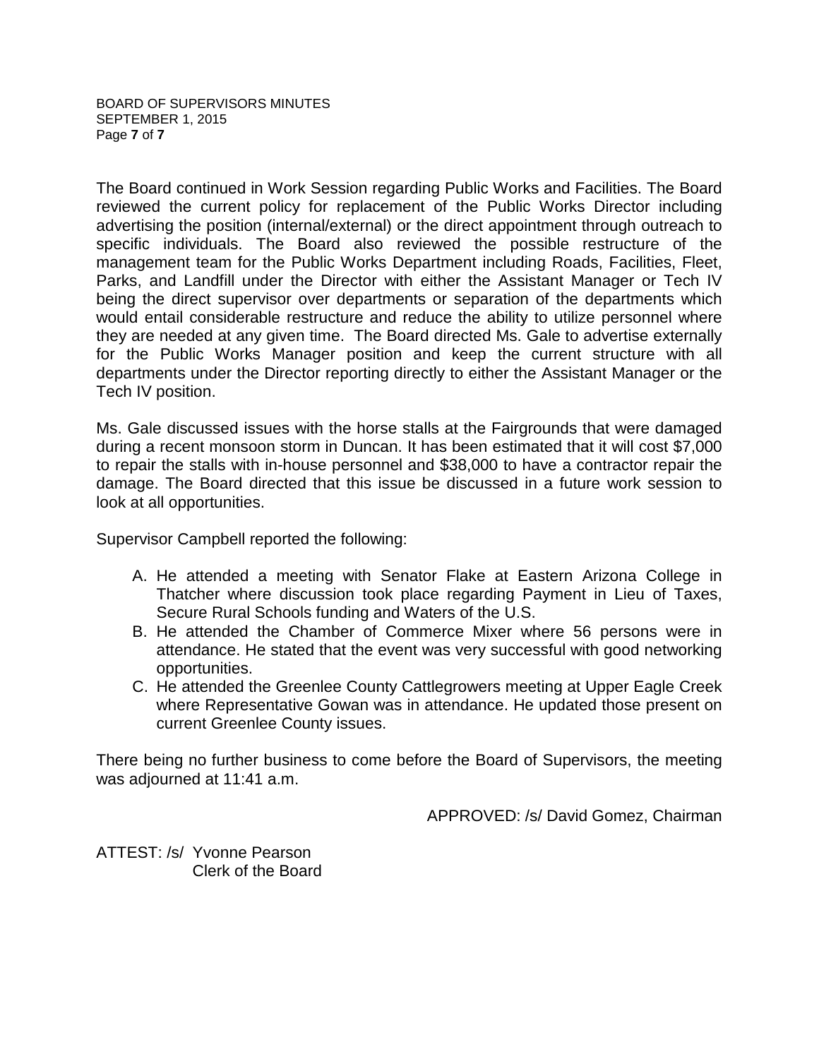The Board continued in Work Session regarding Public Works and Facilities. The Board reviewed the current policy for replacement of the Public Works Director including advertising the position (internal/external) or the direct appointment through outreach to specific individuals. The Board also reviewed the possible restructure of the management team for the Public Works Department including Roads, Facilities, Fleet, Parks, and Landfill under the Director with either the Assistant Manager or Tech IV being the direct supervisor over departments or separation of the departments which would entail considerable restructure and reduce the ability to utilize personnel where they are needed at any given time. The Board directed Ms. Gale to advertise externally for the Public Works Manager position and keep the current structure with all departments under the Director reporting directly to either the Assistant Manager or the Tech IV position.

Ms. Gale discussed issues with the horse stalls at the Fairgrounds that were damaged during a recent monsoon storm in Duncan. It has been estimated that it will cost $7,000 to repair the stalls with in-house personnel and $38,000 to have a contractor repair the damage. The Board directed that this issue be discussed in a future work session to look at all opportunities.

Supervisor Campbell reported the following:

A. He attended a meeting with Senator Flake at Eastern Arizona College in Thatcher where discussion took place regarding Payment in Lieu of Taxes, Secure Rural Schools funding and Waters of the U.S.
B. He attended the Chamber of Commerce Mixer where 56 persons were in attendance. He stated that the event was very successful with good networking opportunities.
C. He attended the Greenlee County Cattlegrowers meeting at Upper Eagle Creek where Representative Gowan was in attendance. He updated those present on current Greenlee County issues.

There being no further business to come before the Board of Supervisors, the meeting was adjourned at 11:41 a.m.

APPROVED: /s/ David Gomez, Chairman

ATTEST: /s/ Yvonne Pearson
Clerk of the Board